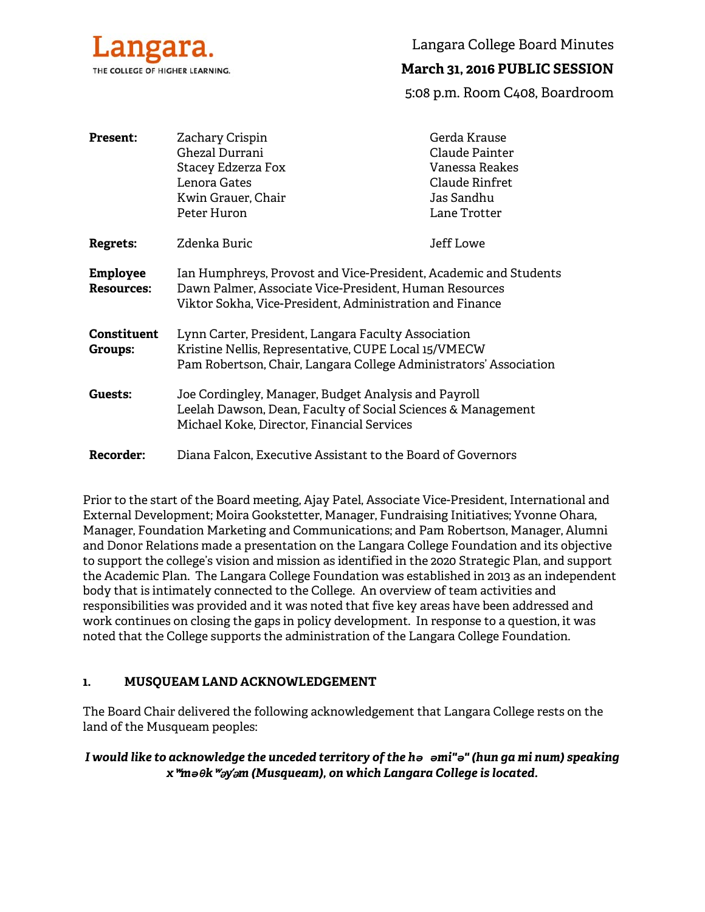Langara. THE COLLEGE OF HIGHER LEARNING.

# Langara College Board Minutes

**March 31, 2016 PUBLIC SESSION**

5:08 p.m. Room C408, Boardroom

| | | |
|---|---|---|
| **Present:** | Zachary Crispin | Gerda Krause |
| | Ghezal Durrani | Claude Painter |
| | Stacey Edzerza Fox | Vanessa Reakes |
| | Lenora Gates | Claude Rinfret |
| | Kwin Grauer, Chair | Jas Sandhu |
| | Peter Huron | Lane Trotter |
| **Regrets:** | Zdenka Buric | Jeff Lowe |

**Employee Resources:**
Ian Humphreys, Provost and Vice-President, Academic and Students
Dawn Palmer, Associate Vice-President, Human Resources
Viktor Sokha, Vice-President, Administration and Finance

**Constituent Groups:**
Lynn Carter, President, Langara Faculty Association
Kristine Nellis, Representative, CUPE Local 15/VMECW
Pam Robertson, Chair, Langara College Administrators' Association

**Guests:**
Joe Cordingley, Manager, Budget Analysis and Payroll
Leelah Dawson, Dean, Faculty of Social Sciences & Management
Michael Koke, Director, Financial Services

**Recorder:** Diana Falcon, Executive Assistant to the Board of Governors

Prior to the start of the Board meeting, Ajay Patel, Associate Vice-President, International and External Development; Moira Gookstetter, Manager, Fundraising Initiatives; Yvonne Ohara, Manager, Foundation Marketing and Communications; and Pam Robertson, Manager, Alumni and Donor Relations made a presentation on the Langara College Foundation and its objective to support the college's vision and mission as identified in the 2020 Strategic Plan, and support the Academic Plan. The Langara College Foundation was established in 2013 as an independent body that is intimately connected to the College. An overview of team activities and responsibilities was provided and it was noted that five key areas have been addressed and work continues on closing the gaps in policy development. In response to a question, it was noted that the College supports the administration of the Langara College Foundation.

## 1. MUSQUEAM LAND ACKNOWLEDGEMENT

The Board Chair delivered the following acknowledgement that Langara College rests on the land of the Musqueam peoples:

***I would like to acknowledge the unceded territory of the hə əmi"ə" (hun ga mi num) speaking x ʷməθk ʷəy̓əm (Musqueam), on which Langara College is located.***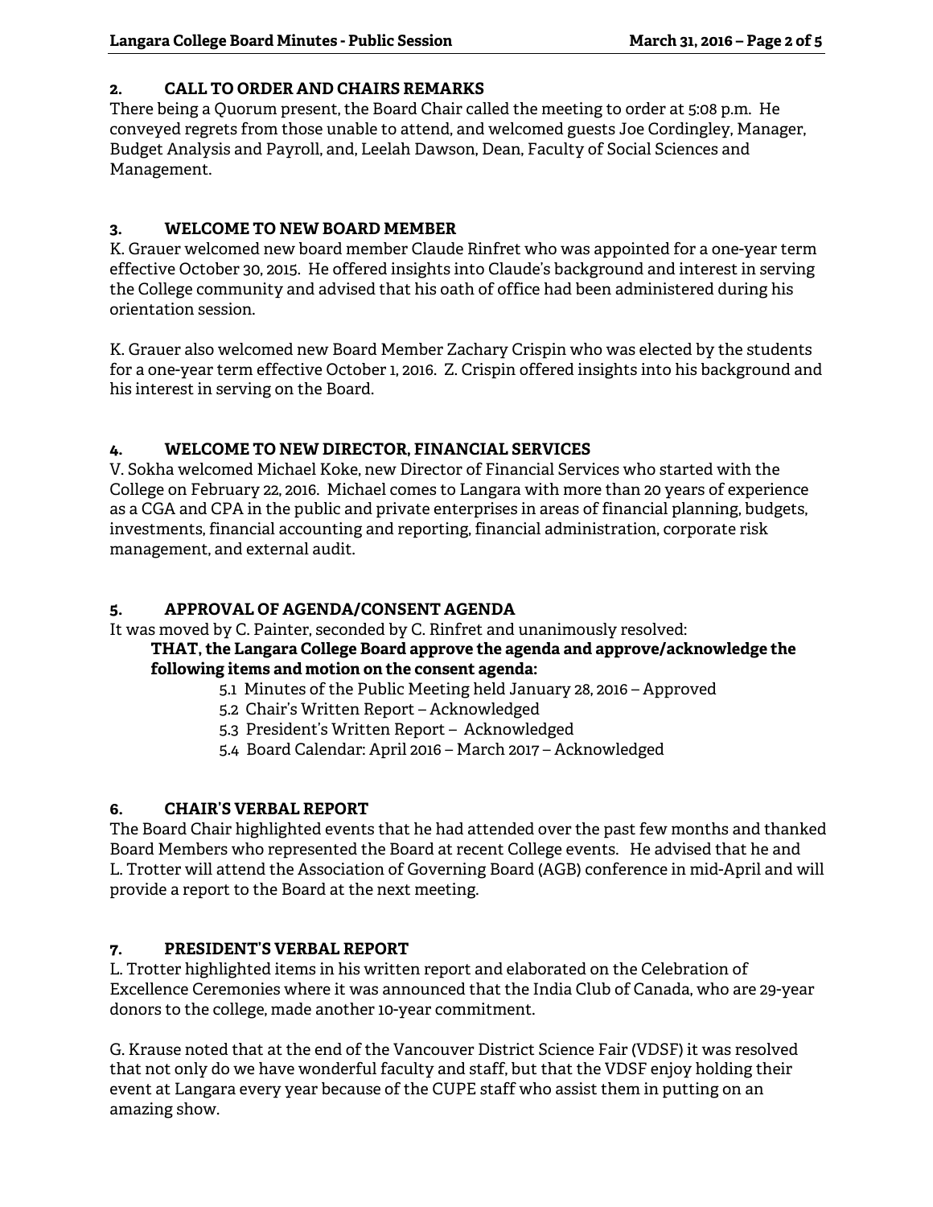## 2. CALL TO ORDER AND CHAIRS REMARKS

There being a Quorum present, the Board Chair called the meeting to order at 5:08 p.m. He conveyed regrets from those unable to attend, and welcomed guests Joe Cordingley, Manager, Budget Analysis and Payroll, and, Leelah Dawson, Dean, Faculty of Social Sciences and Management.

## 3. WELCOME TO NEW BOARD MEMBER

K. Grauer welcomed new board member Claude Rinfret who was appointed for a one-year term effective October 30, 2015. He offered insights into Claude's background and interest in serving the College community and advised that his oath of office had been administered during his orientation session.

K. Grauer also welcomed new Board Member Zachary Crispin who was elected by the students for a one-year term effective October 1, 2016. Z. Crispin offered insights into his background and his interest in serving on the Board.

## 4. WELCOME TO NEW DIRECTOR, FINANCIAL SERVICES

V. Sokha welcomed Michael Koke, new Director of Financial Services who started with the College on February 22, 2016. Michael comes to Langara with more than 20 years of experience as a CGA and CPA in the public and private enterprises in areas of financial planning, budgets, investments, financial accounting and reporting, financial administration, corporate risk management, and external audit.

## 5. APPROVAL OF AGENDA/CONSENT AGENDA

It was moved by C. Painter, seconded by C. Rinfret and unanimously resolved:

**THAT, the Langara College Board approve the agenda and approve/acknowledge the following items and motion on the consent agenda:**

- 5.1 Minutes of the Public Meeting held January 28, 2016 – Approved
- 5.2 Chair's Written Report – Acknowledged
- 5.3 President's Written Report – Acknowledged
- 5.4 Board Calendar: April 2016 – March 2017 – Acknowledged

## 6. CHAIR'S VERBAL REPORT

The Board Chair highlighted events that he had attended over the past few months and thanked Board Members who represented the Board at recent College events. He advised that he and L. Trotter will attend the Association of Governing Board (AGB) conference in mid-April and will provide a report to the Board at the next meeting.

## 7. PRESIDENT'S VERBAL REPORT

L. Trotter highlighted items in his written report and elaborated on the Celebration of Excellence Ceremonies where it was announced that the India Club of Canada, who are 29-year donors to the college, made another 10-year commitment.

G. Krause noted that at the end of the Vancouver District Science Fair (VDSF) it was resolved that not only do we have wonderful faculty and staff, but that the VDSF enjoy holding their event at Langara every year because of the CUPE staff who assist them in putting on an amazing show.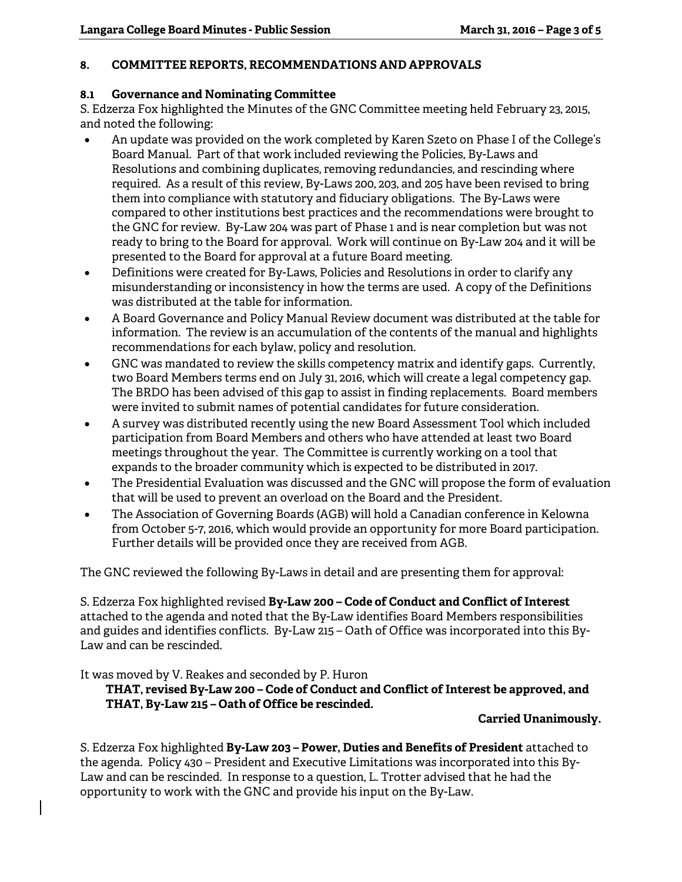## 8. COMMITTEE REPORTS, RECOMMENDATIONS AND APPROVALS

### 8.1 Governance and Nominating Committee

S. Edzerza Fox highlighted the Minutes of the GNC Committee meeting held February 23, 2015, and noted the following:

- An update was provided on the work completed by Karen Szeto on Phase I of the College's Board Manual. Part of that work included reviewing the Policies, By-Laws and Resolutions and combining duplicates, removing redundancies, and rescinding where required. As a result of this review, By-Laws 200, 203, and 205 have been revised to bring them into compliance with statutory and fiduciary obligations. The By-Laws were compared to other institutions best practices and the recommendations were brought to the GNC for review. By-Law 204 was part of Phase 1 and is near completion but was not ready to bring to the Board for approval. Work will continue on By-Law 204 and it will be presented to the Board for approval at a future Board meeting.
- Definitions were created for By-Laws, Policies and Resolutions in order to clarify any misunderstanding or inconsistency in how the terms are used. A copy of the Definitions was distributed at the table for information.
- A Board Governance and Policy Manual Review document was distributed at the table for information. The review is an accumulation of the contents of the manual and highlights recommendations for each bylaw, policy and resolution.
- GNC was mandated to review the skills competency matrix and identify gaps. Currently, two Board Members terms end on July 31, 2016, which will create a legal competency gap. The BRDO has been advised of this gap to assist in finding replacements. Board members were invited to submit names of potential candidates for future consideration.
- A survey was distributed recently using the new Board Assessment Tool which included participation from Board Members and others who have attended at least two Board meetings throughout the year. The Committee is currently working on a tool that expands to the broader community which is expected to be distributed in 2017.
- The Presidential Evaluation was discussed and the GNC will propose the form of evaluation that will be used to prevent an overload on the Board and the President.
- The Association of Governing Boards (AGB) will hold a Canadian conference in Kelowna from October 5-7, 2016, which would provide an opportunity for more Board participation. Further details will be provided once they are received from AGB.

The GNC reviewed the following By-Laws in detail and are presenting them for approval:

S. Edzerza Fox highlighted revised **By-Law 200 – Code of Conduct and Conflict of Interest** attached to the agenda and noted that the By-Law identifies Board Members responsibilities and guides and identifies conflicts. By-Law 215 – Oath of Office was incorporated into this By-Law and can be rescinded.

It was moved by V. Reakes and seconded by P. Huron

> **THAT, revised By-Law 200 – Code of Conduct and Conflict of Interest be approved, and THAT, By-Law 215 – Oath of Office be rescinded.**
>
> **Carried Unanimously.**

S. Edzerza Fox highlighted **By-Law 203 – Power, Duties and Benefits of President** attached to the agenda. Policy 430 – President and Executive Limitations was incorporated into this By-Law and can be rescinded. In response to a question, L. Trotter advised that he had the opportunity to work with the GNC and provide his input on the By-Law.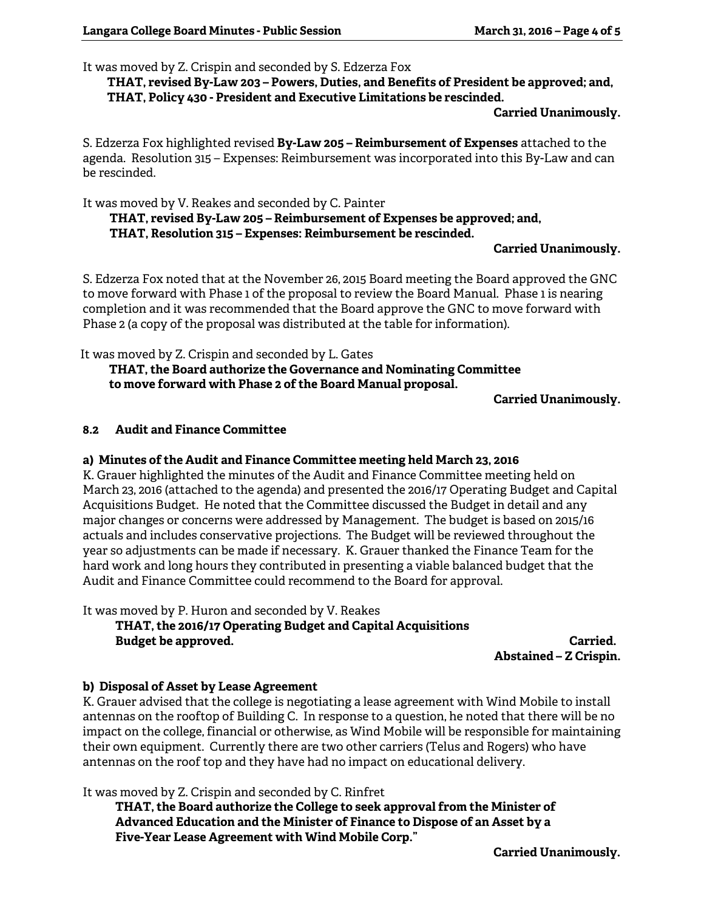It was moved by Z. Crispin and seconded by S. Edzerza Fox

**THAT, revised By-Law 203 – Powers, Duties, and Benefits of President be approved; and,**
**THAT, Policy 430 - President and Executive Limitations be rescinded.**

**Carried Unanimously.**

S. Edzerza Fox highlighted revised **By-Law 205 – Reimbursement of Expenses** attached to the agenda. Resolution 315 – Expenses: Reimbursement was incorporated into this By-Law and can be rescinded.

It was moved by V. Reakes and seconded by C. Painter

**THAT, revised By-Law 205 – Reimbursement of Expenses be approved; and,**
**THAT, Resolution 315 – Expenses: Reimbursement be rescinded.**

**Carried Unanimously.**

S. Edzerza Fox noted that at the November 26, 2015 Board meeting the Board approved the GNC to move forward with Phase 1 of the proposal to review the Board Manual. Phase 1 is nearing completion and it was recommended that the Board approve the GNC to move forward with Phase 2 (a copy of the proposal was distributed at the table for information).

It was moved by Z. Crispin and seconded by L. Gates

**THAT, the Board authorize the Governance and Nominating Committee to move forward with Phase 2 of the Board Manual proposal.**

**Carried Unanimously.**

### 8.2 Audit and Finance Committee

**a) Minutes of the Audit and Finance Committee meeting held March 23, 2016**

K. Grauer highlighted the minutes of the Audit and Finance Committee meeting held on March 23, 2016 (attached to the agenda) and presented the 2016/17 Operating Budget and Capital Acquisitions Budget. He noted that the Committee discussed the Budget in detail and any major changes or concerns were addressed by Management. The budget is based on 2015/16 actuals and includes conservative projections. The Budget will be reviewed throughout the year so adjustments can be made if necessary. K. Grauer thanked the Finance Team for the hard work and long hours they contributed in presenting a viable balanced budget that the Audit and Finance Committee could recommend to the Board for approval.

It was moved by P. Huron and seconded by V. Reakes

**THAT, the 2016/17 Operating Budget and Capital Acquisitions Budget be approved.**

**Carried.**
**Abstained – Z Crispin.**

**b) Disposal of Asset by Lease Agreement**

K. Grauer advised that the college is negotiating a lease agreement with Wind Mobile to install antennas on the rooftop of Building C. In response to a question, he noted that there will be no impact on the college, financial or otherwise, as Wind Mobile will be responsible for maintaining their own equipment. Currently there are two other carriers (Telus and Rogers) who have antennas on the roof top and they have had no impact on educational delivery.

It was moved by Z. Crispin and seconded by C. Rinfret

**THAT, the Board authorize the College to seek approval from the Minister of Advanced Education and the Minister of Finance to Dispose of an Asset by a Five-Year Lease Agreement with Wind Mobile Corp."**

**Carried Unanimously.**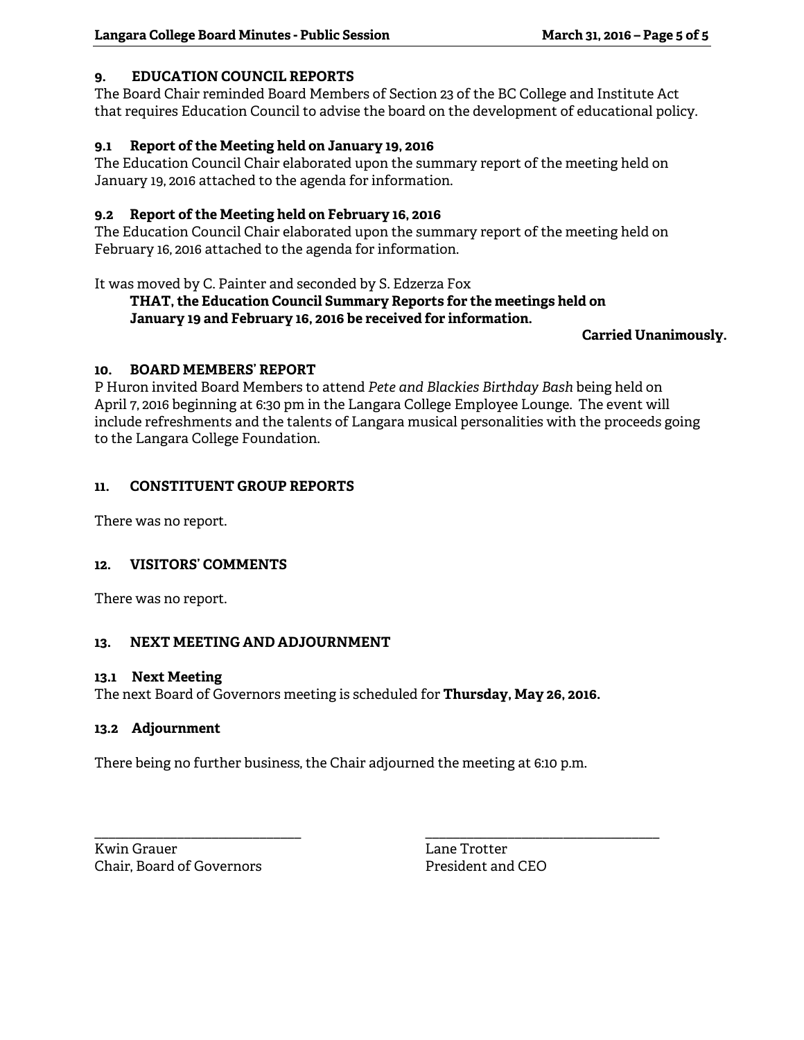## 9. EDUCATION COUNCIL REPORTS

The Board Chair reminded Board Members of Section 23 of the BC College and Institute Act that requires Education Council to advise the board on the development of educational policy.

### 9.1 Report of the Meeting held on January 19, 2016

The Education Council Chair elaborated upon the summary report of the meeting held on January 19, 2016 attached to the agenda for information.

### 9.2 Report of the Meeting held on February 16, 2016

The Education Council Chair elaborated upon the summary report of the meeting held on February 16, 2016 attached to the agenda for information.

It was moved by C. Painter and seconded by S. Edzerza Fox

> **THAT, the Education Council Summary Reports for the meetings held on January 19 and February 16, 2016 be received for information.**

**Carried Unanimously.**

## 10. BOARD MEMBERS' REPORT

P Huron invited Board Members to attend *Pete and Blackies Birthday Bash* being held on April 7, 2016 beginning at 6:30 pm in the Langara College Employee Lounge. The event will include refreshments and the talents of Langara musical personalities with the proceeds going to the Langara College Foundation.

## 11. CONSTITUENT GROUP REPORTS

There was no report.

## 12. VISITORS' COMMENTS

There was no report.

## 13. NEXT MEETING AND ADJOURNMENT

### 13.1 Next Meeting

The next Board of Governors meeting is scheduled for **Thursday, May 26, 2016.**

### 13.2 Adjournment

There being no further business, the Chair adjourned the meeting at 6:10 p.m.

\_\_\_\_\_\_\_\_\_\_\_\_\_\_\_\_\_\_\_\_\_\_\_\_\_\_\_\_\_\_
Kwin Grauer
Chair, Board of Governors

\_\_\_\_\_\_\_\_\_\_\_\_\_\_\_\_\_\_\_\_\_\_\_\_\_\_\_\_\_\_
Lane Trotter
President and CEO